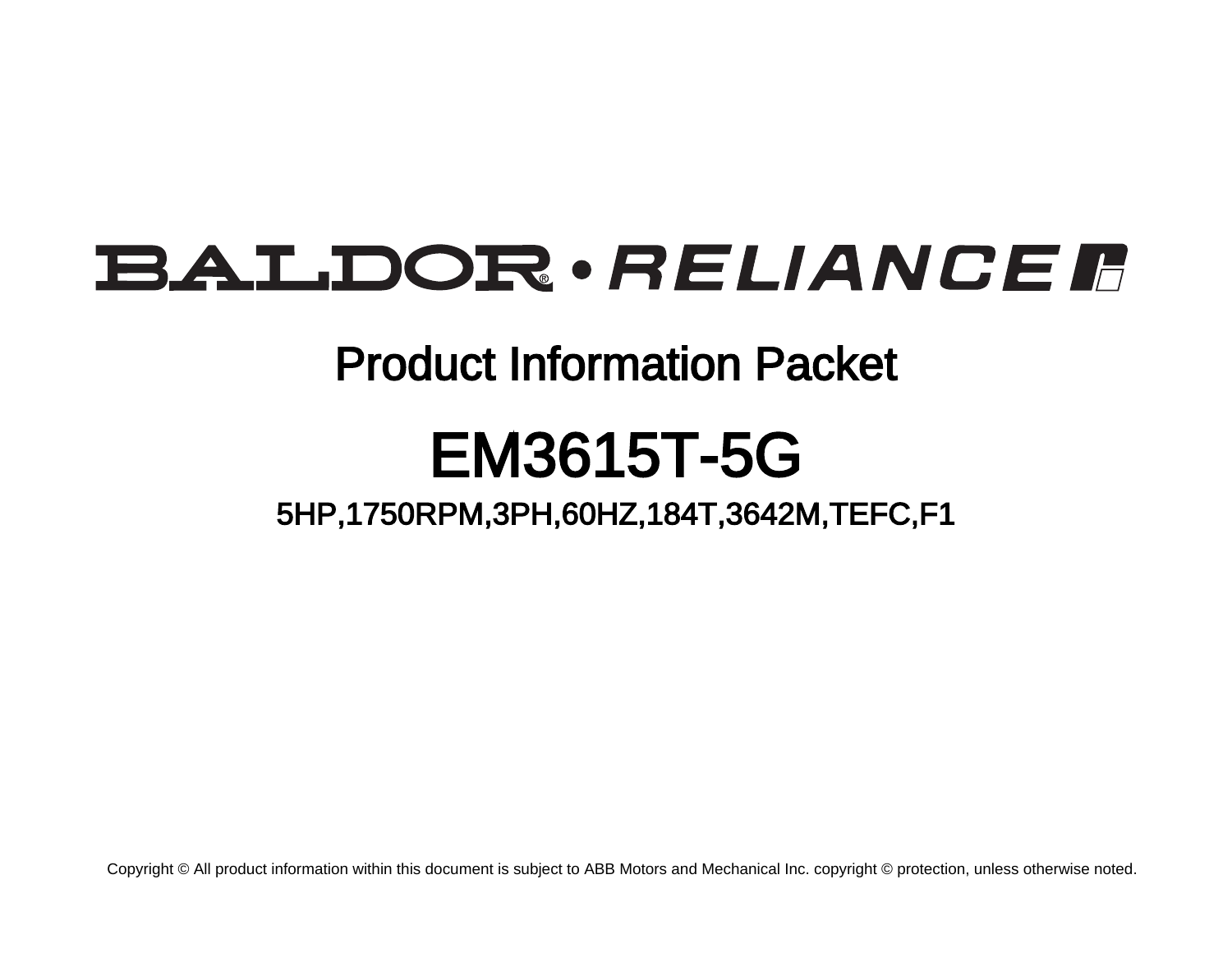# BALDOR • RELIANCE

## Product Information Packet

# EM3615T-5G

### 5HP,1750RPM,3PH,60HZ,184T,3642M,TEFC,F1

Copyright © All product information within this document is subject to ABB Motors and Mechanical Inc. copyright © protection, unless otherwise noted.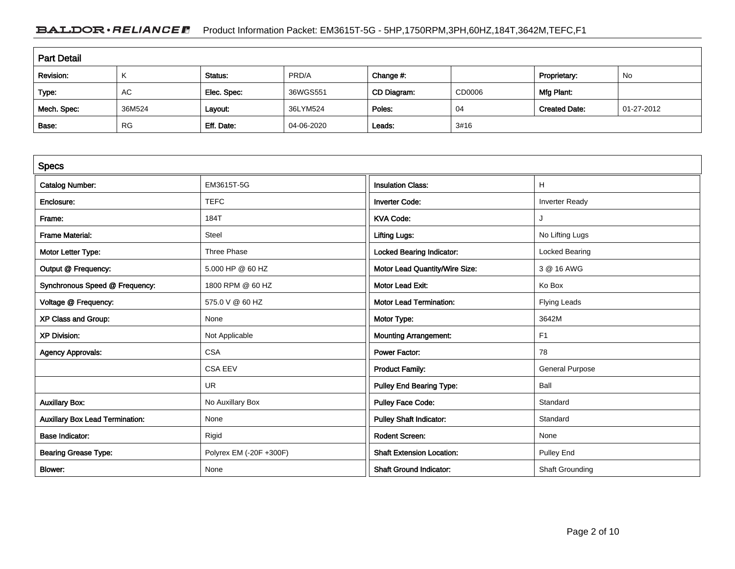## Part Detail

| Revision: | K | Status: | PRD/A | Change #: | | Proprietary: | No |
|---|---|---|---|---|---|---|---|
| Type: | AC | Elec. Spec: | 36WGS551 | CD Diagram: | CD0006 | Mfg Plant: | |
| Mech. Spec: | 36M524 | Layout: | 36LYM524 | Poles: | 04 | Created Date: | 01-27-2012 |
| Base: | RG | Eff. Date: | 04-06-2020 | Leads: | 3#16 | | |

## Specs

| Catalog Number: | EM3615T-5G | Insulation Class: | H |
|---|---|---|---|
| Enclosure: | TEFC | Inverter Code: | Inverter Ready |
| Frame: | 184T | KVA Code: | J |
| Frame Material: | Steel | Lifting Lugs: | No Lifting Lugs |
| Motor Letter Type: | Three Phase | Locked Bearing Indicator: | Locked Bearing |
| Output @ Frequency: | 5.000 HP @ 60 HZ | Motor Lead Quantity/Wire Size: | 3 @ 16 AWG |
| Synchronous Speed @ Frequency: | 1800 RPM @ 60 HZ | Motor Lead Exit: | Ko Box |
| Voltage @ Frequency: | 575.0 V @ 60 HZ | Motor Lead Termination: | Flying Leads |
| XP Class and Group: | None | Motor Type: | 3642M |
| XP Division: | Not Applicable | Mounting Arrangement: | F1 |
| Agency Approvals: | CSA | Power Factor: | 78 |
| | CSA EEV | Product Family: | General Purpose |
| | UR | Pulley End Bearing Type: | Ball |
| Auxillary Box: | No Auxillary Box | Pulley Face Code: | Standard |
| Auxillary Box Lead Termination: | None | Pulley Shaft Indicator: | Standard |
| Base Indicator: | Rigid | Rodent Screen: | None |
| Bearing Grease Type: | Polyrex EM (-20F +300F) | Shaft Extension Location: | Pulley End |
| Blower: | None | Shaft Ground Indicator: | Shaft Grounding |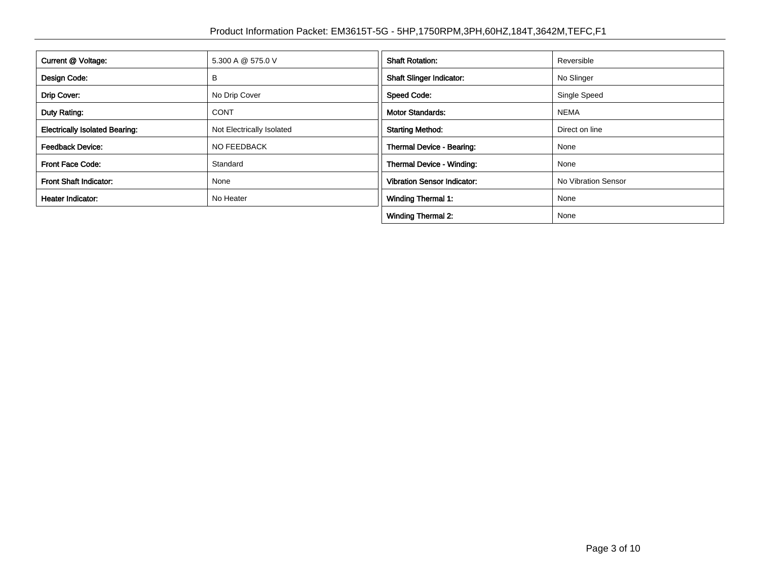| | |
|---|---|
| **Current @ Voltage:** | 5.300 A @ 575.0 V |
| **Design Code:** | B |
| **Drip Cover:** | No Drip Cover |
| **Duty Rating:** | CONT |
| **Electrically Isolated Bearing:** | Not Electrically Isolated |
| **Feedback Device:** | NO FEEDBACK |
| **Front Face Code:** | Standard |
| **Front Shaft Indicator:** | None |
| **Heater Indicator:** | No Heater |

| | |
|---|---|
| **Shaft Rotation:** | Reversible |
| **Shaft Slinger Indicator:** | No Slinger |
| **Speed Code:** | Single Speed |
| **Motor Standards:** | NEMA |
| **Starting Method:** | Direct on line |
| **Thermal Device - Bearing:** | None |
| **Thermal Device - Winding:** | None |
| **Vibration Sensor Indicator:** | No Vibration Sensor |
| **Winding Thermal 1:** | None |
| **Winding Thermal 2:** | None |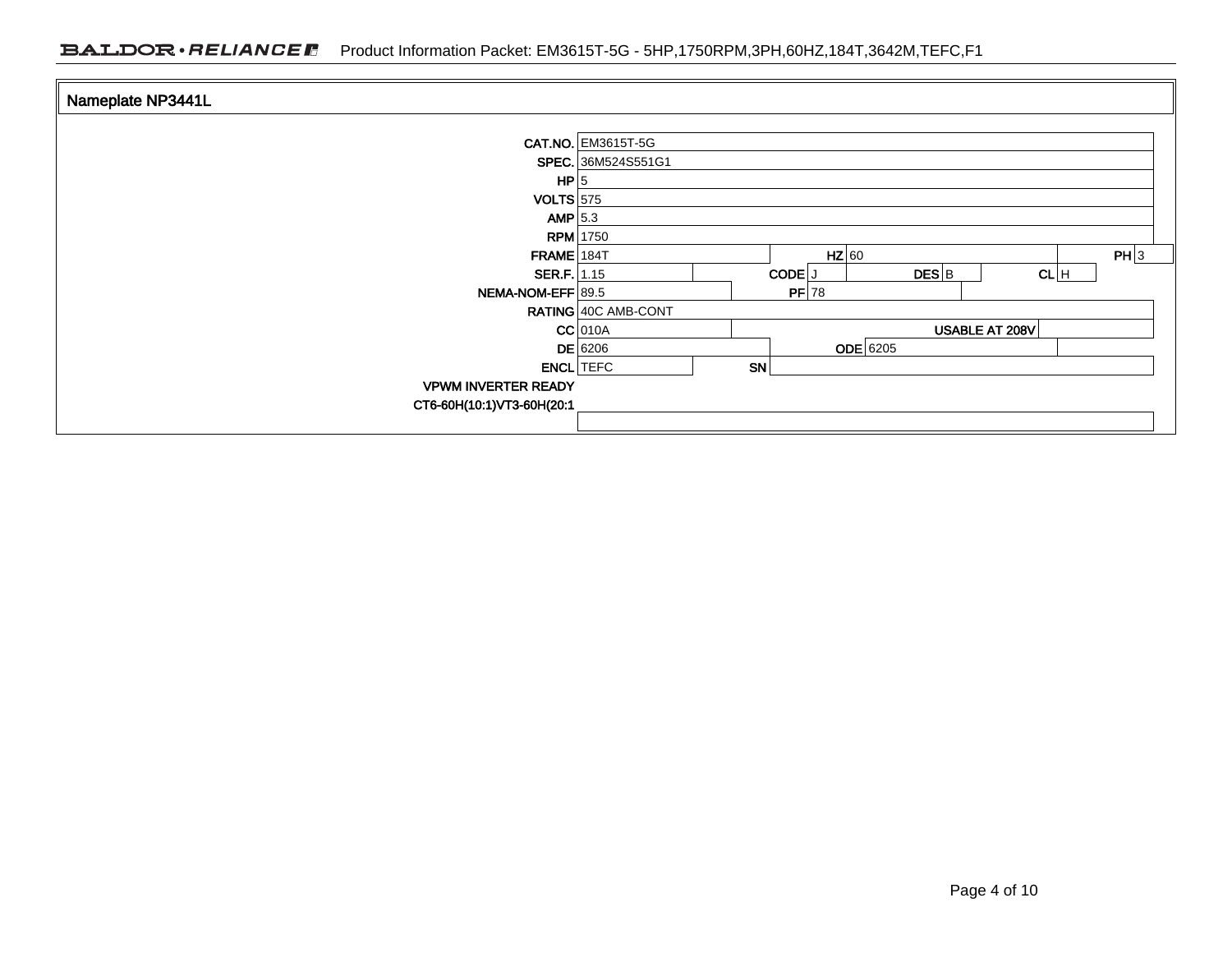## Nameplate NP3441L

| Field | Value | Field | Value | Field | Value | Field | Value |
|---|---|---|---|---|---|---|---|
| CAT.NO. | EM3615T-5G | | | | | | |
| SPEC. | 36M524S551G1 | | | | | | |
| HP | 5 | | | | | | |
| VOLTS | 575 | | | | | | |
| AMP | 5.3 | | | | | | |
| RPM | 1750 | | | | | | |
| FRAME | 184T | HZ | 60 | PH | 3 | | |
| SER.F. | 1.15 | CODE | J | DES | B | CL | H |
| NEMA-NOM-EFF | 89.5 | PF | 78 | | | | |
| RATING | 40C AMB-CONT | | | | | | |
| CC | 010A | USABLE AT 208V | | | | | |
| DE | 6206 | ODE | 6205 | | | | |
| ENCL | TEFC | SN | | | | | |
| VPWM INVERTER READY | | | | | | | |
| CT6-60H(10:1)VT3-60H(20:1 | | | | | | | |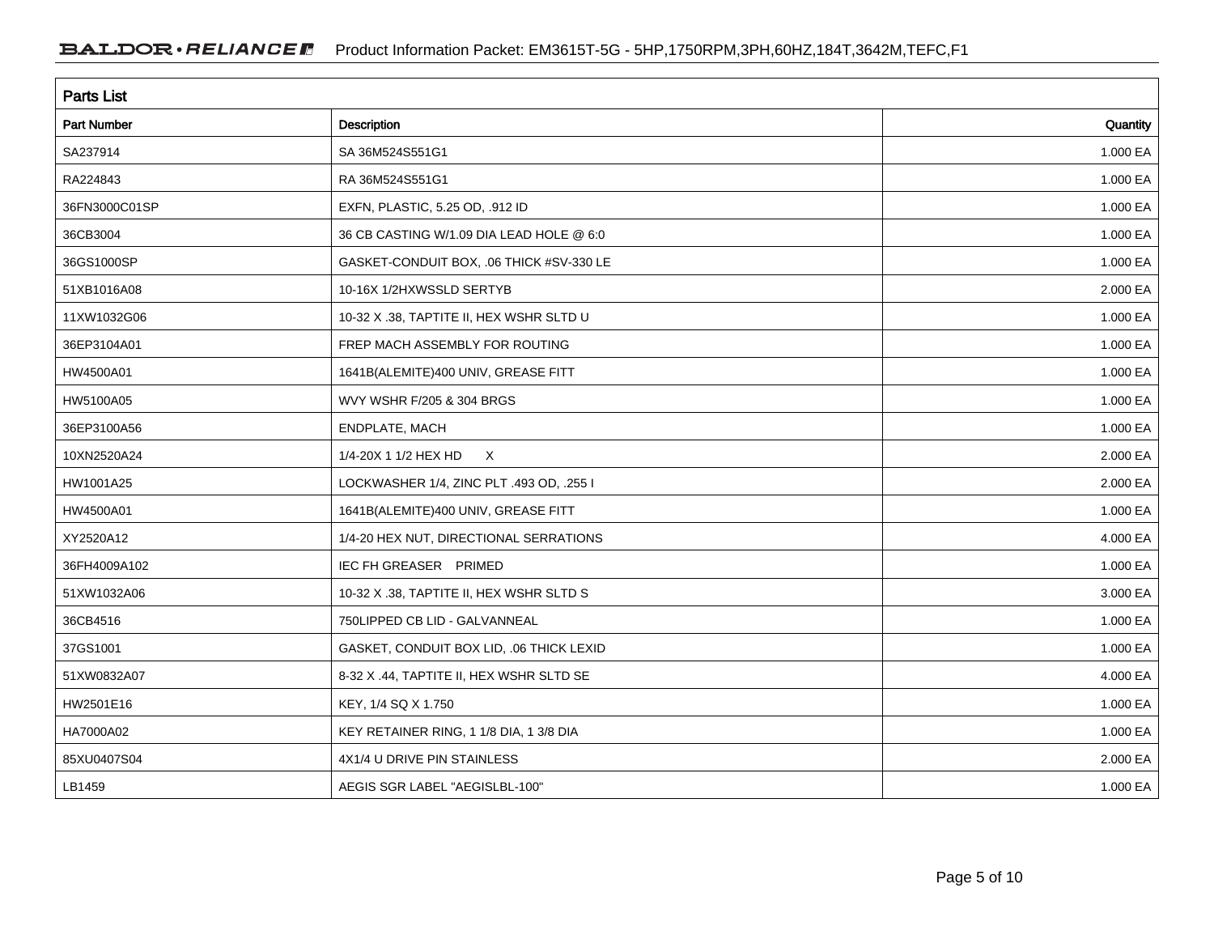## Parts List

| Part Number | Description | Quantity |
|---|---|---|
| SA237914 | SA 36M524S551G1 | 1.000 EA |
| RA224843 | RA 36M524S551G1 | 1.000 EA |
| 36FN3000C01SP | EXFN, PLASTIC, 5.25 OD, .912 ID | 1.000 EA |
| 36CB3004 | 36 CB CASTING W/1.09 DIA LEAD HOLE @ 6:0 | 1.000 EA |
| 36GS1000SP | GASKET-CONDUIT BOX, .06 THICK #SV-330 LE | 1.000 EA |
| 51XB1016A08 | 10-16X 1/2HXWSSLD SERTYB | 2.000 EA |
| 11XW1032G06 | 10-32 X .38, TAPTITE II, HEX WSHR SLTD U | 1.000 EA |
| 36EP3104A01 | FREP MACH ASSEMBLY FOR ROUTING | 1.000 EA |
| HW4500A01 | 1641B(ALEMITE)400 UNIV, GREASE FITT | 1.000 EA |
| HW5100A05 | WVY WSHR F/205 & 304 BRGS | 1.000 EA |
| 36EP3100A56 | ENDPLATE, MACH | 1.000 EA |
| 10XN2520A24 | 1/4-20X 1 1/2 HEX HD X | 2.000 EA |
| HW1001A25 | LOCKWASHER 1/4, ZINC PLT .493 OD, .255 I | 2.000 EA |
| HW4500A01 | 1641B(ALEMITE)400 UNIV, GREASE FITT | 1.000 EA |
| XY2520A12 | 1/4-20 HEX NUT, DIRECTIONAL SERRATIONS | 4.000 EA |
| 36FH4009A102 | IEC FH GREASER PRIMED | 1.000 EA |
| 51XW1032A06 | 10-32 X .38, TAPTITE II, HEX WSHR SLTD S | 3.000 EA |
| 36CB4516 | 750LIPPED CB LID - GALVANNEAL | 1.000 EA |
| 37GS1001 | GASKET, CONDUIT BOX LID, .06 THICK LEXID | 1.000 EA |
| 51XW0832A07 | 8-32 X .44, TAPTITE II, HEX WSHR SLTD SE | 4.000 EA |
| HW2501E16 | KEY, 1/4 SQ X 1.750 | 1.000 EA |
| HA7000A02 | KEY RETAINER RING, 1 1/8 DIA, 1 3/8 DIA | 1.000 EA |
| 85XU0407S04 | 4X1/4 U DRIVE PIN STAINLESS | 2.000 EA |
| LB1459 | AEGIS SGR LABEL "AEGISLBL-100" | 1.000 EA |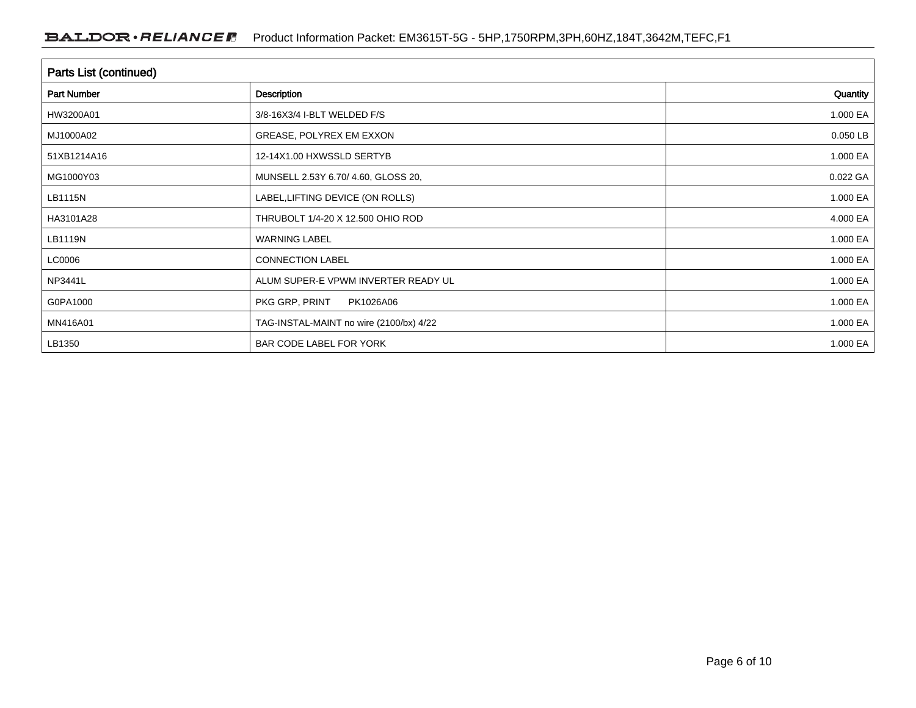## Parts List (continued)

| Part Number | Description | Quantity |
|---|---|---|
| HW3200A01 | 3/8-16X3/4 I-BLT WELDED F/S | 1.000 EA |
| MJ1000A02 | GREASE, POLYREX EM EXXON | 0.050 LB |
| 51XB1214A16 | 12-14X1.00 HXWSSLD SERTYB | 1.000 EA |
| MG1000Y03 | MUNSELL 2.53Y 6.70/ 4.60, GLOSS 20, | 0.022 GA |
| LB1115N | LABEL,LIFTING DEVICE (ON ROLLS) | 1.000 EA |
| HA3101A28 | THRUBOLT 1/4-20 X 12.500 OHIO ROD | 4.000 EA |
| LB1119N | WARNING LABEL | 1.000 EA |
| LC0006 | CONNECTION LABEL | 1.000 EA |
| NP3441L | ALUM SUPER-E VPWM INVERTER READY UL | 1.000 EA |
| G0PA1000 | PKG GRP, PRINT PK1026A06 | 1.000 EA |
| MN416A01 | TAG-INSTAL-MAINT no wire (2100/bx) 4/22 | 1.000 EA |
| LB1350 | BAR CODE LABEL FOR YORK | 1.000 EA |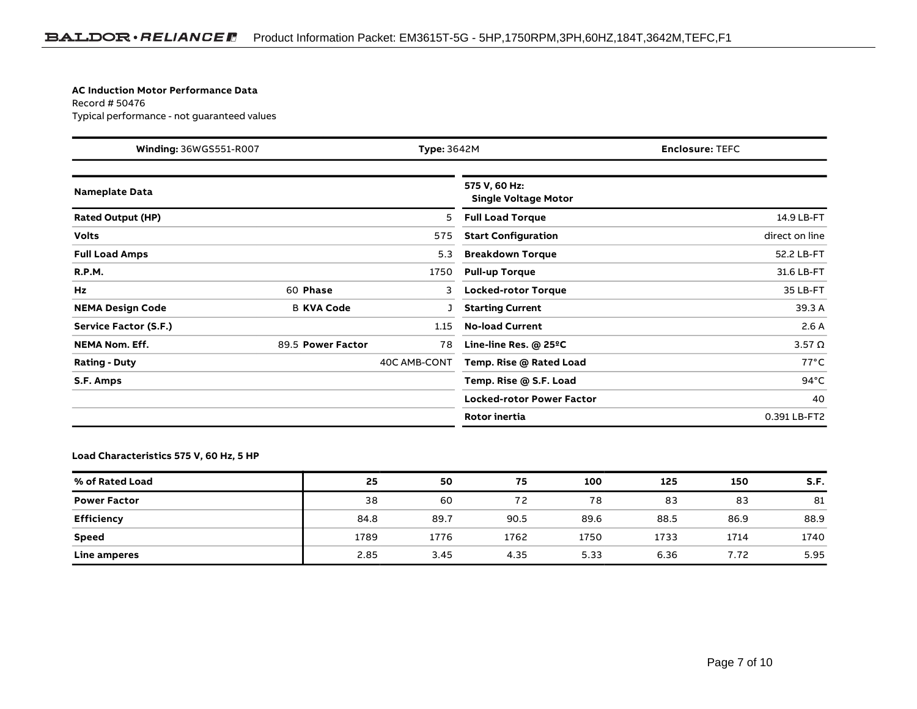**AC Induction Motor Performance Data**
Record # 50476
Typical performance - not guaranteed values

| **Winding:** 36WGS551-R007 | **Type:** 3642M | **Enclosure:** TEFC |
|---|---|---|

| **Nameplate Data** | | | | **575 V, 60 Hz: Single Voltage Motor** | |
|---|---|---|---|---|---|
| **Rated Output (HP)** | | | 5 | **Full Load Torque** | 14.9 LB-FT |
| **Volts** | | | 575 | **Start Configuration** | direct on line |
| **Full Load Amps** | | | 5.3 | **Breakdown Torque** | 52.2 LB-FT |
| **R.P.M.** | | | 1750 | **Pull-up Torque** | 31.6 LB-FT |
| **Hz** | 60 | **Phase** | 3 | **Locked-rotor Torque** | 35 LB-FT |
| **NEMA Design Code** | B | **KVA Code** | J | **Starting Current** | 39.3 A |
| **Service Factor (S.F.)** | | | 1.15 | **No-load Current** | 2.6 A |
| **NEMA Nom. Eff.** | 89.5 | **Power Factor** | 78 | **Line-line Res. @ 25ºC** | 3.57 Ω |
| **Rating - Duty** | | | 40C AMB-CONT | **Temp. Rise @ Rated Load** | 77°C |
| **S.F. Amps** | | | | **Temp. Rise @ S.F. Load** | 94°C |
| | | | | **Locked-rotor Power Factor** | 40 |
| | | | | **Rotor inertia** | 0.391 LB-FT2 |

**Load Characteristics 575 V, 60 Hz, 5 HP**

| **% of Rated Load** | **25** | **50** | **75** | **100** | **125** | **150** | **S.F.** |
|---|---|---|---|---|---|---|---|
| **Power Factor** | 38 | 60 | 72 | 78 | 83 | 83 | 81 |
| **Efficiency** | 84.8 | 89.7 | 90.5 | 89.6 | 88.5 | 86.9 | 88.9 |
| **Speed** | 1789 | 1776 | 1762 | 1750 | 1733 | 1714 | 1740 |
| **Line amperes** | 2.85 | 3.45 | 4.35 | 5.33 | 6.36 | 7.72 | 5.95 |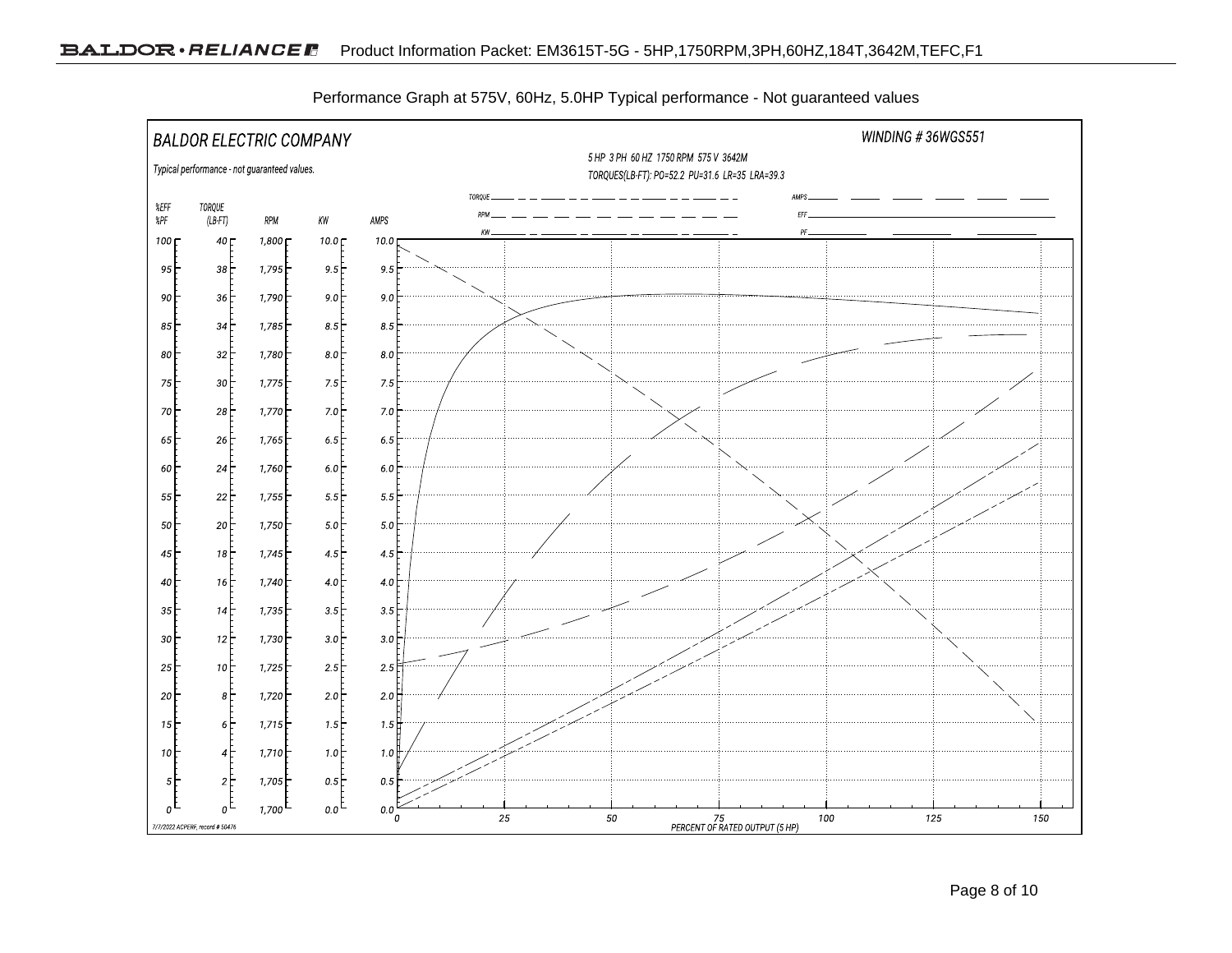Performance Graph at 575V, 60Hz, 5.0HP Typical performance - Not guaranteed values

BALDOR ELECTRIC COMPANY

WINDING # 36WGS551

Typical performance - not guaranteed values.

5 HP 3 PH 60 HZ 1750 RPM 575 V 3642M

TORQUES(LB-FT): PO=52.2 PU=31.6 LR=35 LRA=39.3

TORQUE, RPM, KW, AMPS, EFF, PF

| %EFF %PF | TORQUE (LB-FT) | RPM | KW | AMPS |
|---|---|---|---|---|
| 100 | 40 | 1,800 | 10.0 | 10.0 |
| 95 | 38 | 1,795 | 9.5 | 9.5 |
| 90 | 36 | 1,790 | 9.0 | 9.0 |
| 85 | 34 | 1,785 | 8.5 | 8.5 |
| 80 | 32 | 1,780 | 8.0 | 8.0 |
| 75 | 30 | 1,775 | 7.5 | 7.5 |
| 70 | 28 | 1,770 | 7.0 | 7.0 |
| 65 | 26 | 1,765 | 6.5 | 6.5 |
| 60 | 24 | 1,760 | 6.0 | 6.0 |
| 55 | 22 | 1,755 | 5.5 | 5.5 |
| 50 | 20 | 1,750 | 5.0 | 5.0 |
| 45 | 18 | 1,745 | 4.5 | 4.5 |
| 40 | 16 | 1,740 | 4.0 | 4.0 |
| 35 | 14 | 1,735 | 3.5 | 3.5 |
| 30 | 12 | 1,730 | 3.0 | 3.0 |
| 25 | 10 | 1,725 | 2.5 | 2.5 |
| 20 | 8 | 1,720 | 2.0 | 2.0 |
| 15 | 6 | 1,715 | 1.5 | 1.5 |
| 10 | 4 | 1,710 | 1.0 | 1.0 |
| 5 | 2 | 1,705 | 0.5 | 0.5 |
| 0 | 0 | 1,700 | 0.0 | 0.0 |

PERCENT OF RATED OUTPUT (5 HP): 0, 25, 50, 75, 100, 125, 150

7/7/2022 ACPERF, record # 50476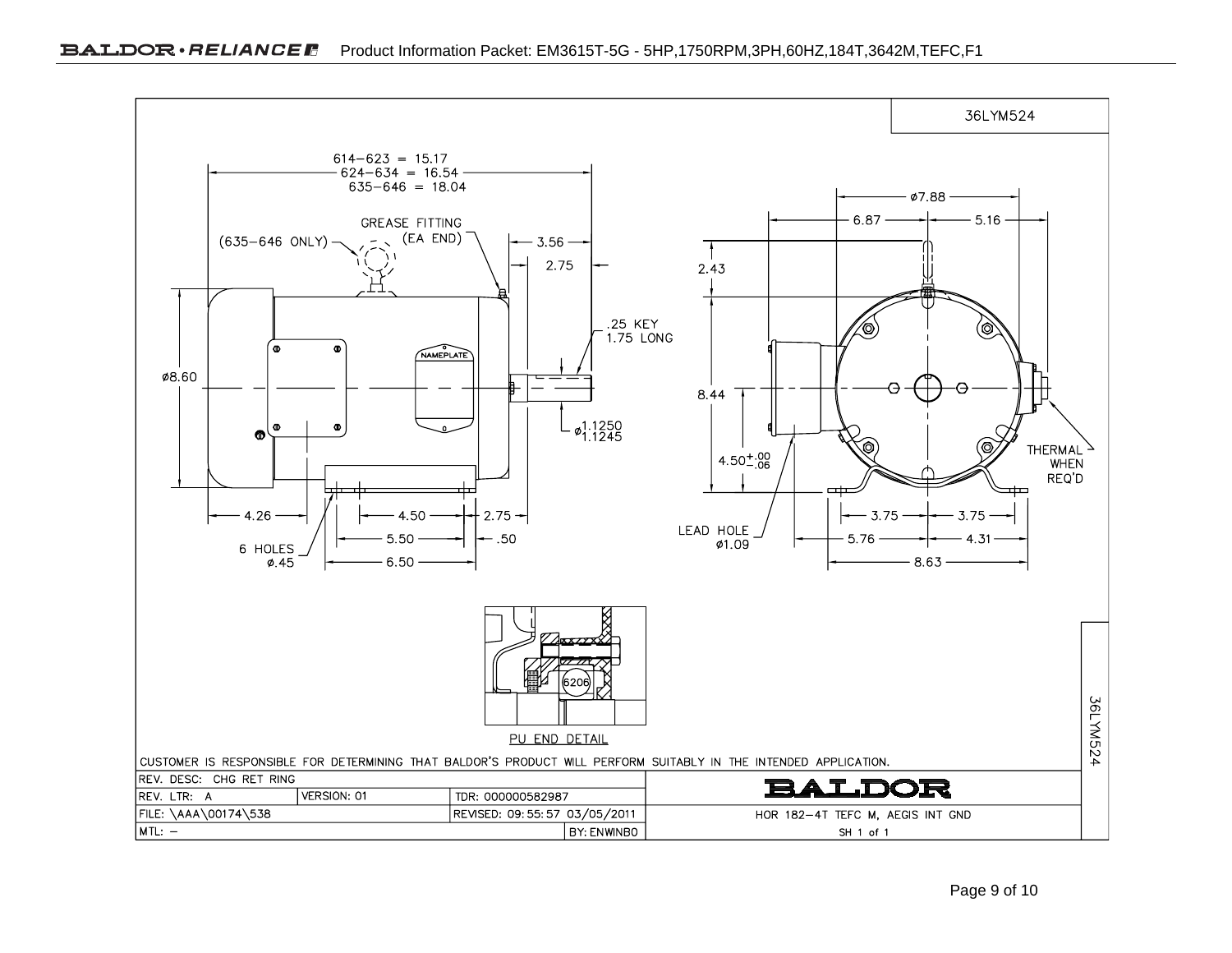36LYM524

614–623 = 15.17
624–634 = 16.54
635–646 = 18.04

GREASE FITTING (EA END)

(635–646 ONLY)

3.56

2.75

.25 KEY 1.75 LONG

NAMEPLATE

ø8.60

ø1.1250 / 1.1245

4.26 — 4.50 — 2.75

5.50 — .50

6 HOLES ø.45

6.50

ø7.88

6.87 — 5.16

2.43

8.44

$4.50^{+.00}_{-.06}$

THERMAL WHEN REQ'D

LEAD HOLE ø1.09

3.75 — 3.75

5.76 — 4.31

8.63

6206

PU END DETAIL

CUSTOMER IS RESPONSIBLE FOR DETERMINING THAT BALDOR'S PRODUCT WILL PERFORM SUITABLY IN THE INTENDED APPLICATION.

| REV. DESC: CHG RET RING | | | BALDOR |
|---|---|---|---|
| REV. LTR: A | VERSION: 01 | TDR: 000000582987 | |
| FILE: \AAA\00174\538 | | REVISED: 09:55:57 03/05/2011 | HOR 182–4T TEFC M, AEGIS INT GND |
| MTL: – | | BY: ENWINBO | SH 1 of 1 |

36LYM524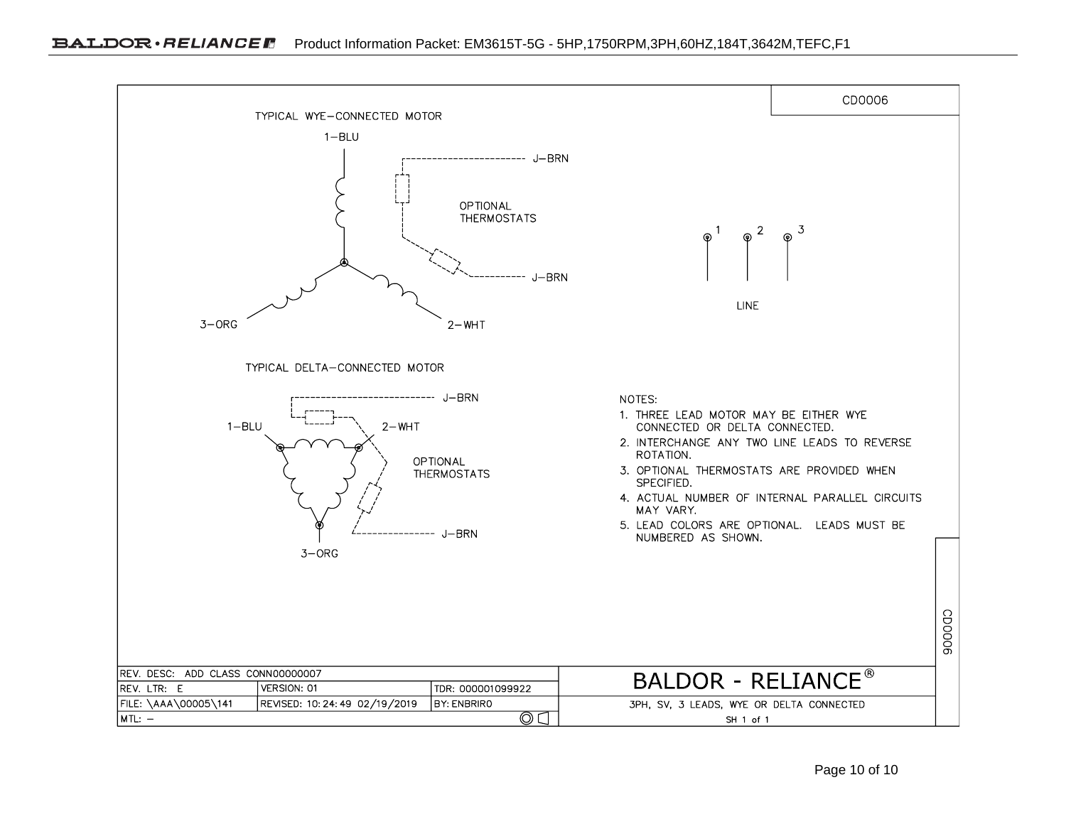CD0006

TYPICAL WYE-CONNECTED MOTOR

1-BLU

J-BRN

OPTIONAL THERMOSTATS

J-BRN

3-ORG

2-WHT

1 2 3

LINE

TYPICAL DELTA-CONNECTED MOTOR

J-BRN

1-BLU

2-WHT

OPTIONAL THERMOSTATS

J-BRN

3-ORG

NOTES:

1. THREE LEAD MOTOR MAY BE EITHER WYE CONNECTED OR DELTA CONNECTED.
2. INTERCHANGE ANY TWO LINE LEADS TO REVERSE ROTATION.
3. OPTIONAL THERMOSTATS ARE PROVIDED WHEN SPECIFIED.
4. ACTUAL NUMBER OF INTERNAL PARALLEL CIRCUITS MAY VARY.
5. LEAD COLORS ARE OPTIONAL. LEADS MUST BE NUMBERED AS SHOWN.

CD0006

| | | | |
|---|---|---|---|
| REV. DESC: ADD CLASS CONN00000007 | | | BALDOR - RELIANCE® |
| REV. LTR: E | VERSION: 01 | TDR: 000001099922 | |
| FILE: \AAA\00005\141 | REVISED: 10:24:49 02/19/2019 | BY: ENBRIRO | 3PH, SV, 3 LEADS, WYE OR DELTA CONNECTED |
| MTL: – | | | SH 1 of 1 |